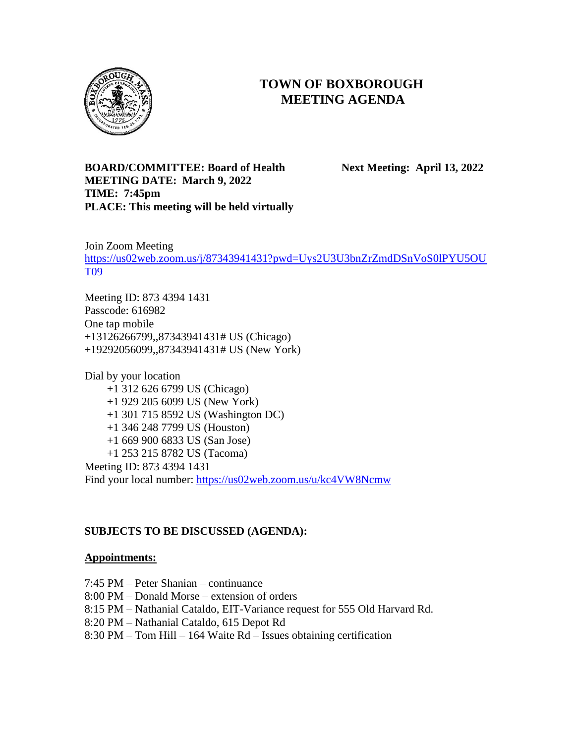# TOWN OF BOXBOROUGH
# MEETING AGENDA

**BOARD/COMMITTEE: Board of Health** **Next Meeting: April 13, 2022**
**MEETING DATE: March 9, 2022**
**TIME: 7:45pm**
**PLACE: This meeting will be held virtually**

Join Zoom Meeting
https://us02web.zoom.us/j/87343941431?pwd=Uys2U3U3bnZrZmdDSnVoS0lPYU5OUT09

Meeting ID: 873 4394 1431
Passcode: 616982
One tap mobile
+13126266799,,87343941431# US (Chicago)
+19292056099,,87343941431# US (New York)

Dial by your location
+1 312 626 6799 US (Chicago)
+1 929 205 6099 US (New York)
+1 301 715 8592 US (Washington DC)
+1 346 248 7799 US (Houston)
+1 669 900 6833 US (San Jose)
+1 253 215 8782 US (Tacoma)
Meeting ID: 873 4394 1431
Find your local number: https://us02web.zoom.us/u/kc4VW8Ncmw

**SUBJECTS TO BE DISCUSSED (AGENDA):**

**Appointments:**

7:45 PM – Peter Shanian – continuance
8:00 PM – Donald Morse – extension of orders
8:15 PM – Nathanial Cataldo, EIT-Variance request for 555 Old Harvard Rd.
8:20 PM – Nathanial Cataldo, 615 Depot Rd
8:30 PM – Tom Hill – 164 Waite Rd – Issues obtaining certification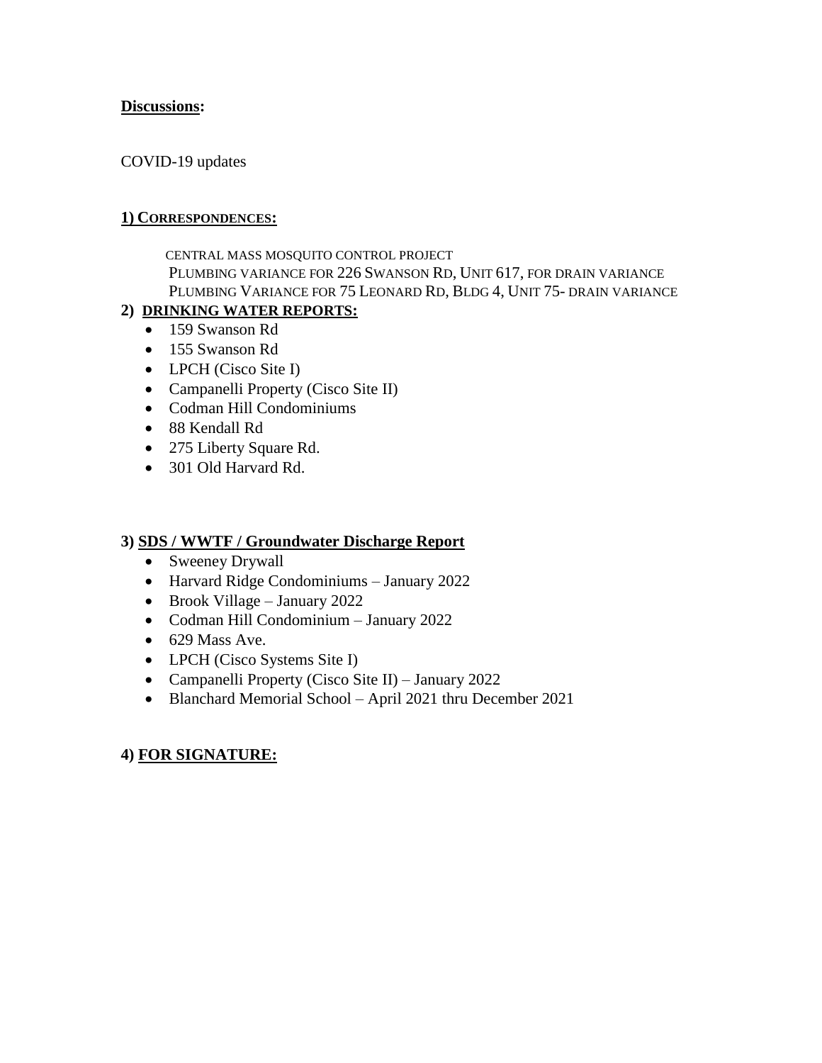**Discussions:**

COVID-19 updates

**1) CORRESPONDENCES:**

CENTRAL MASS MOSQUITO CONTROL PROJECT

PLUMBING VARIANCE FOR 226 SWANSON RD, UNIT 617, FOR DRAIN VARIANCE

PLUMBING VARIANCE FOR 75 LEONARD RD, BLDG 4, UNIT 75- DRAIN VARIANCE

**2) DRINKING WATER REPORTS:**

- 159 Swanson Rd
- 155 Swanson Rd
- LPCH (Cisco Site I)
- Campanelli Property (Cisco Site II)
- Codman Hill Condominiums
- 88 Kendall Rd
- 275 Liberty Square Rd.
- 301 Old Harvard Rd.

**3) SDS / WWTF / Groundwater Discharge Report**

- Sweeney Drywall
- Harvard Ridge Condominiums – January 2022
- Brook Village – January 2022
- Codman Hill Condominium – January 2022
- 629 Mass Ave.
- LPCH (Cisco Systems Site I)
- Campanelli Property (Cisco Site II) – January 2022
- Blanchard Memorial School – April 2021 thru December 2021

**4) FOR SIGNATURE:**